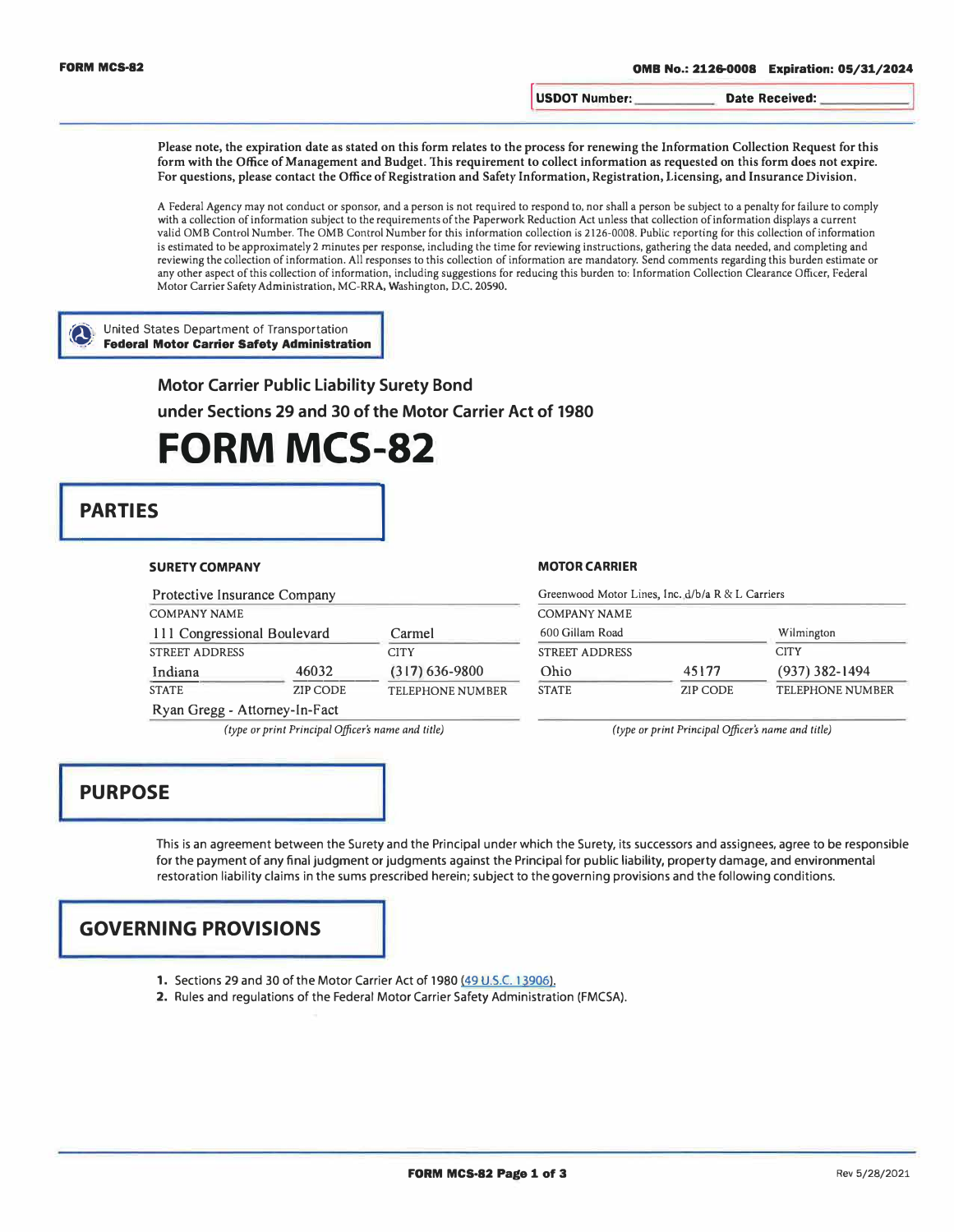**FORM MCS-82**

**OMB No.: 2126-0008 Expiration: 05/31/2024**

**USDOT Number:** ___________ **Date Received:** ___________

**Please note, the expiration date as stated on this form relates to the process for renewing the Information Collection Request for this form with the Office of Management and Budget. This requirement to collect information as requested on this form does not expire. For questions, please contact the Office of Registration and Safety Information, Registration, Licensing, and Insurance Division.**

A Federal Agency may not conduct or sponsor, and a person is not required to respond to, nor shall a person be subject to a penalty for failure to comply with a collection of information subject to the requirements of the Paperwork Reduction Act unless that collection of information displays a current valid OMB Control Number. The OMB Control Number for this information collection is 2126-0008. Public reporting for this collection of information is estimated to be approximately 2 minutes per response, including the time for reviewing instructions, gathering the data needed, and completing and reviewing the collection of information. All responses to this collection of information are mandatory. Send comments regarding this burden estimate or any other aspect of this collection of information, including suggestions for reducing this burden to: Information Collection Clearance Officer, Federal Motor Carrier Safety Administration, MC-RRA, Washington, D.C. 20590.

United States Department of Transportation
**Federal Motor Carrier Safety Administration**

## Motor Carrier Public Liability Surety Bond under Sections 29 and 30 of the Motor Carrier Act of 1980

# FORM MCS-82

## PARTIES

### SURETY COMPANY

| Field | Value |
|---|---|
| COMPANY NAME | Protective Insurance Company |
| STREET ADDRESS | 111 Congressional Boulevard |
| CITY | Carmel |
| STATE | Indiana |
| ZIP CODE | 46032 |
| TELEPHONE NUMBER | (317) 636-9800 |
| *(type or print Principal Officer's name and title)* | Ryan Gregg - Attorney-In-Fact |

### MOTOR CARRIER

| Field | Value |
|---|---|
| COMPANY NAME | Greenwood Motor Lines, Inc. d/b/a R & L Carriers |
| STREET ADDRESS | 600 Gillam Road |
| CITY | Wilmington |
| STATE | Ohio |
| ZIP CODE | 45177 |
| TELEPHONE NUMBER | (937) 382-1494 |
| *(type or print Principal Officer's name and title)* | |

## PURPOSE

This is an agreement between the Surety and the Principal under which the Surety, its successors and assignees, agree to be responsible for the payment of any final judgment or judgments against the Principal for public liability, property damage, and environmental restoration liability claims in the sums prescribed herein; subject to the governing provisions and the following conditions.

## GOVERNING PROVISIONS

1. Sections 29 and 30 of the Motor Carrier Act of 1980 (49 U.S.C. 13906).
2. Rules and regulations of the Federal Motor Carrier Safety Administration (FMCSA).

Rev 5/28/2021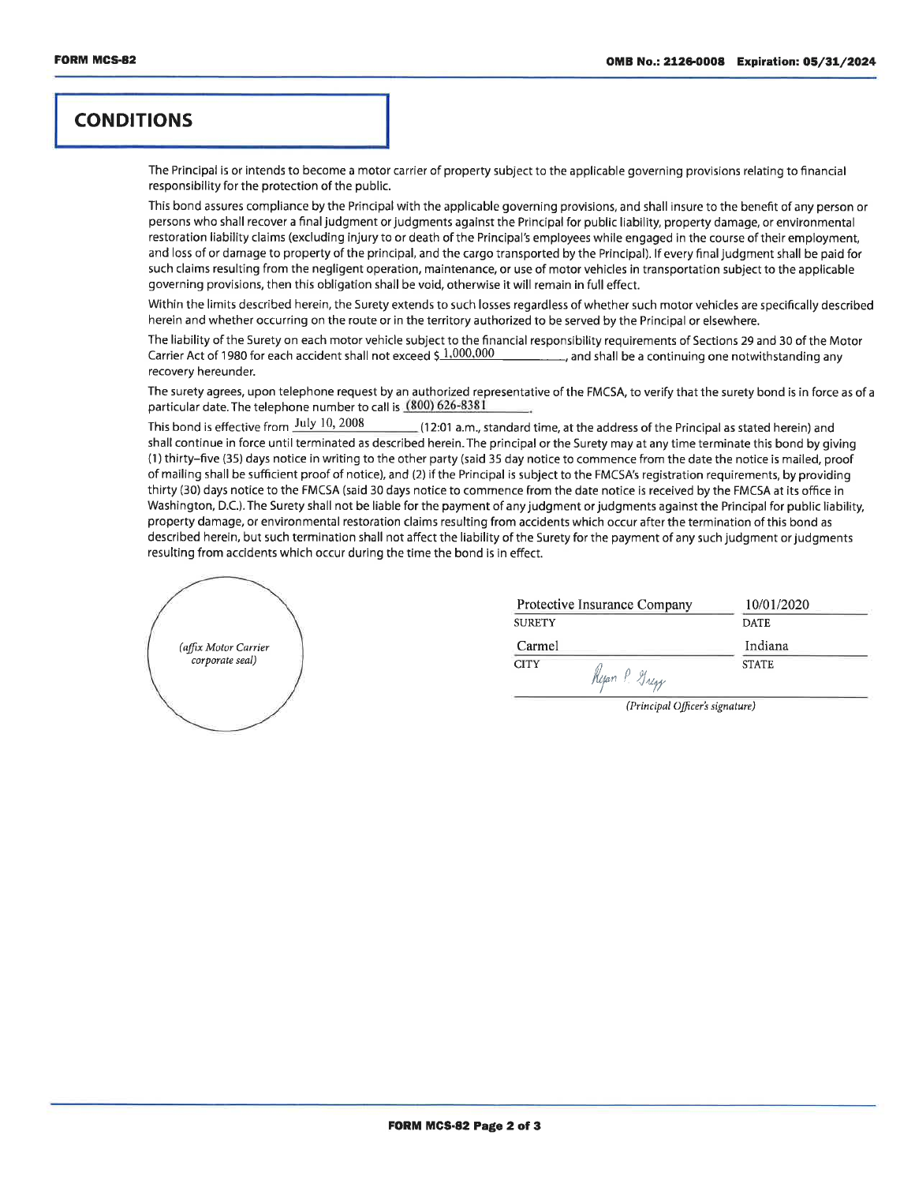## CONDITIONS

The Principal is or intends to become a motor carrier of property subject to the applicable governing provisions relating to financial responsibility for the protection of the public.

This bond assures compliance by the Principal with the applicable governing provisions, and shall insure to the benefit of any person or persons who shall recover a final judgment or judgments against the Principal for public liability, property damage, or environmental restoration liability claims (excluding injury to or death of the Principal's employees while engaged in the course of their employment, and loss of or damage to property of the principal, and the cargo transported by the Principal). If every final judgment shall be paid for such claims resulting from the negligent operation, maintenance, or use of motor vehicles in transportation subject to the applicable governing provisions, then this obligation shall be void, otherwise it will remain in full effect.

Within the limits described herein, the Surety extends to such losses regardless of whether such motor vehicles are specifically described herein and whether occurring on the route or in the territory authorized to be served by the Principal or elsewhere.

The liability of the Surety on each motor vehicle subject to the financial responsibility requirements of Sections 29 and 30 of the Motor Carrier Act of 1980 for each accident shall not exceed $ 1,000,000, and shall be a continuing one notwithstanding any recovery hereunder.

The surety agrees, upon telephone request by an authorized representative of the FMCSA, to verify that the surety bond is in force as of a particular date. The telephone number to call is (800) 626-8381.

This bond is effective from July 10, 2008 (12:01 a.m., standard time, at the address of the Principal as stated herein) and shall continue in force until terminated as described herein. The principal or the Surety may at any time terminate this bond by giving (1) thirty–five (35) days notice in writing to the other party (said 35 day notice to commence from the date the notice is mailed, proof of mailing shall be sufficient proof of notice), and (2) if the Principal is subject to the FMCSA's registration requirements, by providing thirty (30) days notice to the FMCSA (said 30 days notice to commence from the date notice is received by the FMCSA at its office in Washington, D.C.). The Surety shall not be liable for the payment of any judgment or judgments against the Principal for public liability, property damage, or environmental restoration claims resulting from accidents which occur after the termination of this bond as described herein, but such termination shall not affect the liability of the Surety for the payment of any such judgment or judgments resulting from accidents which occur during the time the bond is in effect.

*(affix Motor Carrier corporate seal)*

| | |
|---|---|
| Protective Insurance Company | 10/01/2020 |
| SURETY | DATE |
| Carmel | Indiana |
| CITY | STATE |

Ryan P. Gregg

*(Principal Officer's signature)*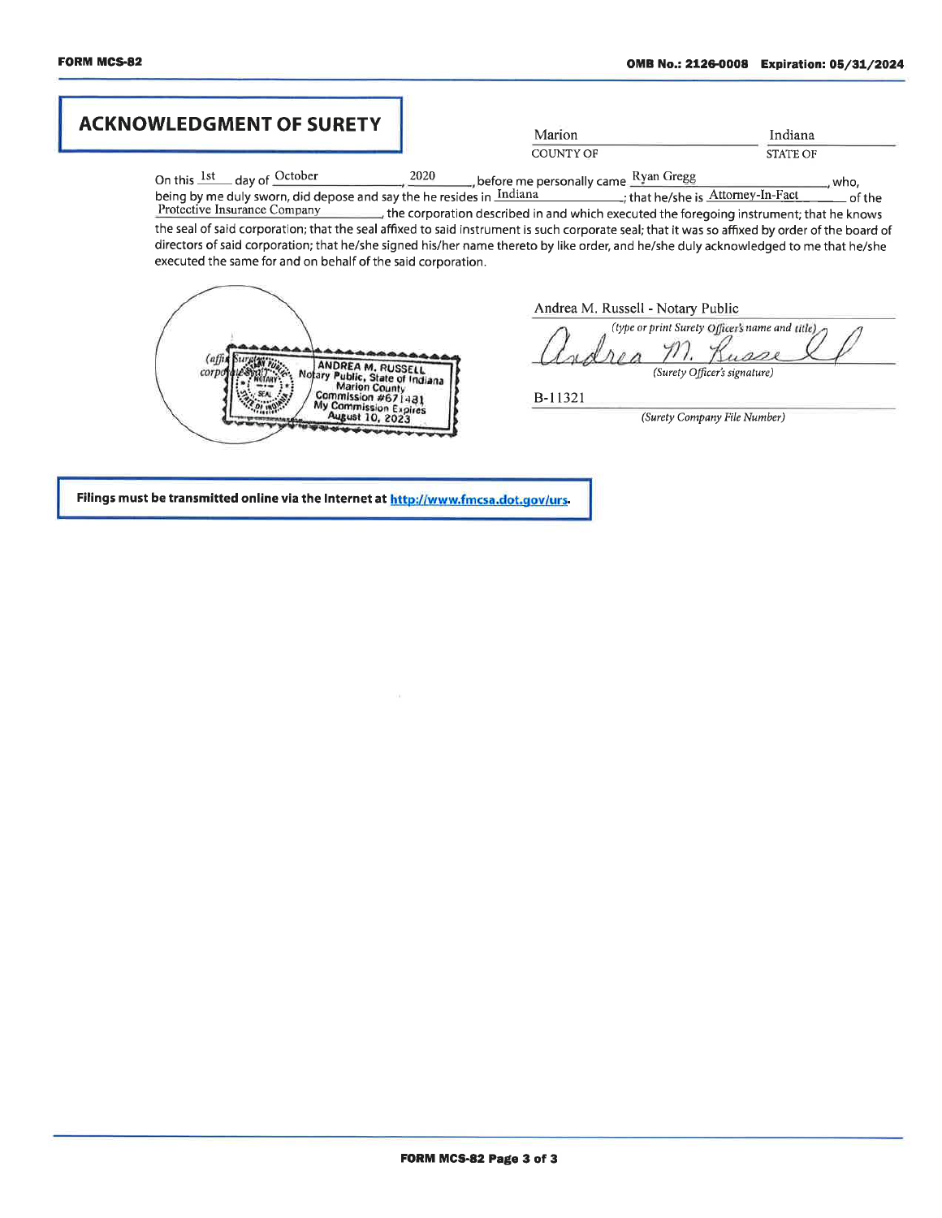FORM MCS-82 OMB No.: 2126-0008 Expiration: 05/31/2024

## ACKNOWLEDGMENT OF SURETY

Marion — COUNTY OF
Indiana — STATE OF

On this 1st day of October, 2020, before me personally came Ryan Gregg, who, being by me duly sworn, did depose and say the he resides in Indiana; that he/she is Attorney-In-Fact of the Protective Insurance Company, the corporation described in and which executed the foregoing instrument; that he knows the seal of said corporation; that the seal affixed to said instrument is such corporate seal; that it was so affixed by order of the board of directors of said corporation; that he/she signed his/her name thereto by like order, and he/she duly acknowledged to me that he/she executed the same for and on behalf of the said corporation.

(affix Surety corporate seal)

ANDREA M. RUSSELL
Notary Public, State of Indiana
Marion County
Commission #671481
My Commission Expires
August 10, 2023

Andrea M. Russell - Notary Public
*(type or print Surety Officer's name and title)*

Andrea M. Russell
*(Surety Officer's signature)*

B-11321
*(Surety Company File Number)*

**Filings must be transmitted online via the Internet at http://www.fmcsa.dot.gov/urs.**